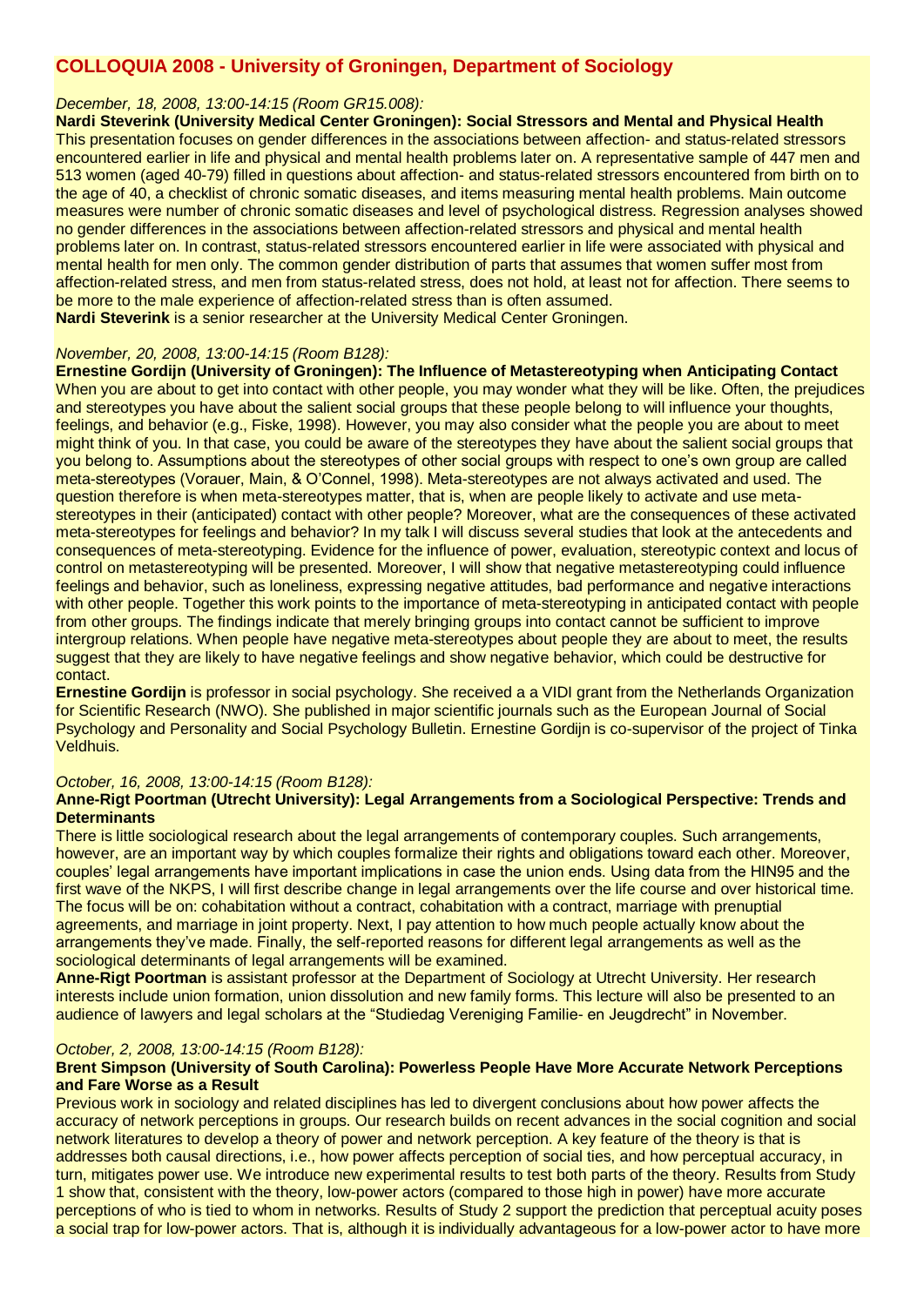# COLLOQUIA 2008 - University of Groningen, Department of Sociology

*December, 18, 2008, 13:00-14:15 (Room GR15.008):*

**Nardi Steverink (University Medical Center Groningen): Social Stressors and Mental and Physical Health**

This presentation focuses on gender differences in the associations between affection- and status-related stressors encountered earlier in life and physical and mental health problems later on. A representative sample of 447 men and 513 women (aged 40-79) filled in questions about affection- and status-related stressors encountered from birth on to the age of 40, a checklist of chronic somatic diseases, and items measuring mental health problems. Main outcome measures were number of chronic somatic diseases and level of psychological distress. Regression analyses showed no gender differences in the associations between affection-related stressors and physical and mental health problems later on. In contrast, status-related stressors encountered earlier in life were associated with physical and mental health for men only. The common gender distribution of parts that assumes that women suffer most from affection-related stress, and men from status-related stress, does not hold, at least not for affection. There seems to be more to the male experience of affection-related stress than is often assumed.

**Nardi Steverink** is a senior researcher at the University Medical Center Groningen.

*November, 20, 2008, 13:00-14:15 (Room B128):*

**Ernestine Gordijn (University of Groningen): The Influence of Metastereotyping when Anticipating Contact**

When you are about to get into contact with other people, you may wonder what they will be like. Often, the prejudices and stereotypes you have about the salient social groups that these people belong to will influence your thoughts, feelings, and behavior (e.g., Fiske, 1998). However, you may also consider what the people you are about to meet might think of you. In that case, you could be aware of the stereotypes they have about the salient social groups that you belong to. Assumptions about the stereotypes of other social groups with respect to one's own group are called meta-stereotypes (Vorauer, Main, & O'Connel, 1998). Meta-stereotypes are not always activated and used. The question therefore is when meta-stereotypes matter, that is, when are people likely to activate and use meta-stereotypes in their (anticipated) contact with other people? Moreover, what are the consequences of these activated meta-stereotypes for feelings and behavior? In my talk I will discuss several studies that look at the antecedents and consequences of meta-stereotyping. Evidence for the influence of power, evaluation, stereotypic context and locus of control on metastereotyping will be presented. Moreover, I will show that negative metastereotyping could influence feelings and behavior, such as loneliness, expressing negative attitudes, bad performance and negative interactions with other people. Together this work points to the importance of meta-stereotyping in anticipated contact with people from other groups. The findings indicate that merely bringing groups into contact cannot be sufficient to improve intergroup relations. When people have negative meta-stereotypes about people they are about to meet, the results suggest that they are likely to have negative feelings and show negative behavior, which could be destructive for contact.

**Ernestine Gordijn** is professor in social psychology. She received a a VIDI grant from the Netherlands Organization for Scientific Research (NWO). She published in major scientific journals such as the European Journal of Social Psychology and Personality and Social Psychology Bulletin. Ernestine Gordijn is co-supervisor of the project of Tinka Veldhuis.

*October, 16, 2008, 13:00-14:15 (Room B128):*

**Anne-Rigt Poortman (Utrecht University): Legal Arrangements from a Sociological Perspective: Trends and Determinants**

There is little sociological research about the legal arrangements of contemporary couples. Such arrangements, however, are an important way by which couples formalize their rights and obligations toward each other. Moreover, couples' legal arrangements have important implications in case the union ends. Using data from the HIN95 and the first wave of the NKPS, I will first describe change in legal arrangements over the life course and over historical time. The focus will be on: cohabitation without a contract, cohabitation with a contract, marriage with prenuptial agreements, and marriage in joint property. Next, I pay attention to how much people actually know about the arrangements they've made. Finally, the self-reported reasons for different legal arrangements as well as the sociological determinants of legal arrangements will be examined.

**Anne-Rigt Poortman** is assistant professor at the Department of Sociology at Utrecht University. Her research interests include union formation, union dissolution and new family forms. This lecture will also be presented to an audience of lawyers and legal scholars at the "Studiedag Vereniging Familie- en Jeugdrecht" in November.

*October, 2, 2008, 13:00-14:15 (Room B128):*

**Brent Simpson (University of South Carolina): Powerless People Have More Accurate Network Perceptions and Fare Worse as a Result**

Previous work in sociology and related disciplines has led to divergent conclusions about how power affects the accuracy of network perceptions in groups. Our research builds on recent advances in the social cognition and social network literatures to develop a theory of power and network perception. A key feature of the theory is that is addresses both causal directions, i.e., how power affects perception of social ties, and how perceptual accuracy, in turn, mitigates power use. We introduce new experimental results to test both parts of the theory. Results from Study 1 show that, consistent with the theory, low-power actors (compared to those high in power) have more accurate perceptions of who is tied to whom in networks. Results of Study 2 support the prediction that perceptual acuity poses a social trap for low-power actors. That is, although it is individually advantageous for a low-power actor to have more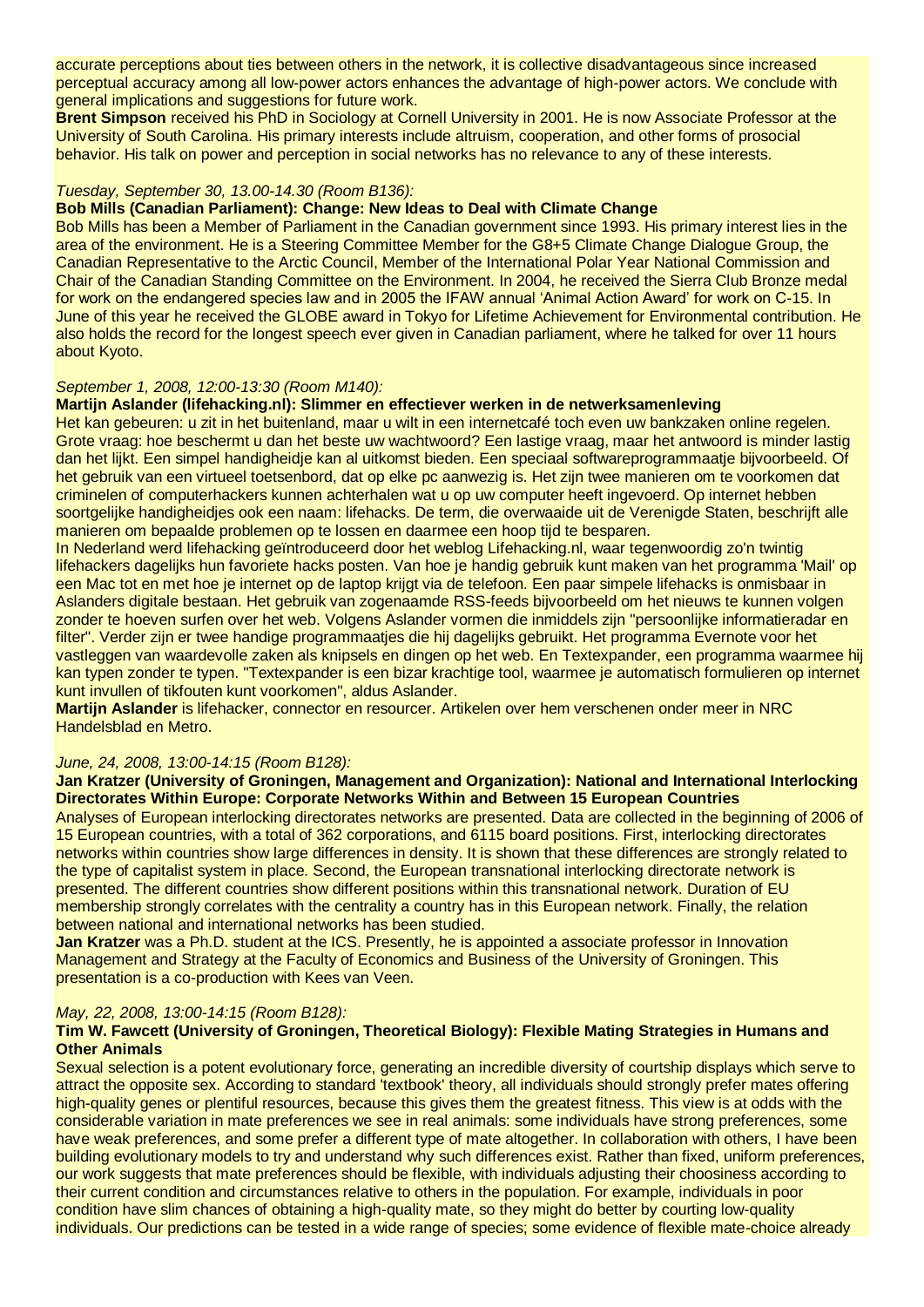accurate perceptions about ties between others in the network, it is collective disadvantageous since increased perceptual accuracy among all low-power actors enhances the advantage of high-power actors. We conclude with general implications and suggestions for future work.

**Brent Simpson** received his PhD in Sociology at Cornell University in 2001. He is now Associate Professor at the University of South Carolina. His primary interests include altruism, cooperation, and other forms of prosocial behavior. His talk on power and perception in social networks has no relevance to any of these interests.

*Tuesday, September 30, 13.00-14.30 (Room B136):*

**Bob Mills (Canadian Parliament): Change: New Ideas to Deal with Climate Change**

Bob Mills has been a Member of Parliament in the Canadian government since 1993. His primary interest lies in the area of the environment. He is a Steering Committee Member for the G8+5 Climate Change Dialogue Group, the Canadian Representative to the Arctic Council, Member of the International Polar Year National Commission and Chair of the Canadian Standing Committee on the Environment. In 2004, he received the Sierra Club Bronze medal for work on the endangered species law and in 2005 the IFAW annual 'Animal Action Award' for work on C-15. In June of this year he received the GLOBE award in Tokyo for Lifetime Achievement for Environmental contribution. He also holds the record for the longest speech ever given in Canadian parliament, where he talked for over 11 hours about Kyoto.

*September 1, 2008, 12:00-13:30 (Room M140):*

**Martijn Aslander (lifehacking.nl): Slimmer en effectiever werken in de netwerksamenleving**

Het kan gebeuren: u zit in het buitenland, maar u wilt in een internetcafé toch even uw bankzaken online regelen. Grote vraag: hoe beschermt u dan het beste uw wachtwoord? Een lastige vraag, maar het antwoord is minder lastig dan het lijkt. Een simpel handigheidje kan al uitkomst bieden. Een speciaal softwareprogrammaatje bijvoorbeeld. Of het gebruik van een virtueel toetsenbord, dat op elke pc aanwezig is. Het zijn twee manieren om te voorkomen dat criminelen of computerhackers kunnen achterhalen wat u op uw computer heeft ingevoerd. Op internet hebben soortgelijke handigheidjes ook een naam: lifehacks. De term, die overwaaide uit de Verenigde Staten, beschrijft alle manieren om bepaalde problemen op te lossen en daarmee een hoop tijd te besparen.

In Nederland werd lifehacking geïntroduceerd door het weblog Lifehacking.nl, waar tegenwoordig zo'n twintig lifehackers dagelijks hun favoriete hacks posten. Van hoe je handig gebruik kunt maken van het programma 'Mail' op een Mac tot en met hoe je internet op de laptop krijgt via de telefoon. Een paar simpele lifehacks is onmisbaar in Aslanders digitale bestaan. Het gebruik van zogenaamde RSS-feeds bijvoorbeeld om het nieuws te kunnen volgen zonder te hoeven surfen over het web. Volgens Aslander vormen die inmiddels zijn "persoonlijke informatieradar en filter". Verder zijn er twee handige programmaatjes die hij dagelijks gebruikt. Het programma Evernote voor het vastleggen van waardevolle zaken als knipsels en dingen op het web. En Textexpander, een programma waarmee hij kan typen zonder te typen. "Textexpander is een bizar krachtige tool, waarmee je automatisch formulieren op internet kunt invullen of tikfouten kunt voorkomen", aldus Aslander.

**Martijn Aslander** is lifehacker, connector en resourcer. Artikelen over hem verschenen onder meer in NRC Handelsblad en Metro.

*June, 24, 2008, 13:00-14:15 (Room B128):*

**Jan Kratzer (University of Groningen, Management and Organization): National and International Interlocking Directorates Within Europe: Corporate Networks Within and Between 15 European Countries**

Analyses of European interlocking directorates networks are presented. Data are collected in the beginning of 2006 of 15 European countries, with a total of 362 corporations, and 6115 board positions. First, interlocking directorates networks within countries show large differences in density. It is shown that these differences are strongly related to the type of capitalist system in place. Second, the European transnational interlocking directorate network is presented. The different countries show different positions within this transnational network. Duration of EU membership strongly correlates with the centrality a country has in this European network. Finally, the relation between national and international networks has been studied.

**Jan Kratzer** was a Ph.D. student at the ICS. Presently, he is appointed a associate professor in Innovation Management and Strategy at the Faculty of Economics and Business of the University of Groningen. This presentation is a co-production with Kees van Veen.

*May, 22, 2008, 13:00-14:15 (Room B128):*

**Tim W. Fawcett (University of Groningen, Theoretical Biology): Flexible Mating Strategies in Humans and Other Animals**

Sexual selection is a potent evolutionary force, generating an incredible diversity of courtship displays which serve to attract the opposite sex. According to standard 'textbook' theory, all individuals should strongly prefer mates offering high-quality genes or plentiful resources, because this gives them the greatest fitness. This view is at odds with the considerable variation in mate preferences we see in real animals: some individuals have strong preferences, some have weak preferences, and some prefer a different type of mate altogether. In collaboration with others, I have been building evolutionary models to try and understand why such differences exist. Rather than fixed, uniform preferences, our work suggests that mate preferences should be flexible, with individuals adjusting their choosiness according to their current condition and circumstances relative to others in the population. For example, individuals in poor condition have slim chances of obtaining a high-quality mate, so they might do better by courting low-quality individuals. Our predictions can be tested in a wide range of species; some evidence of flexible mate-choice already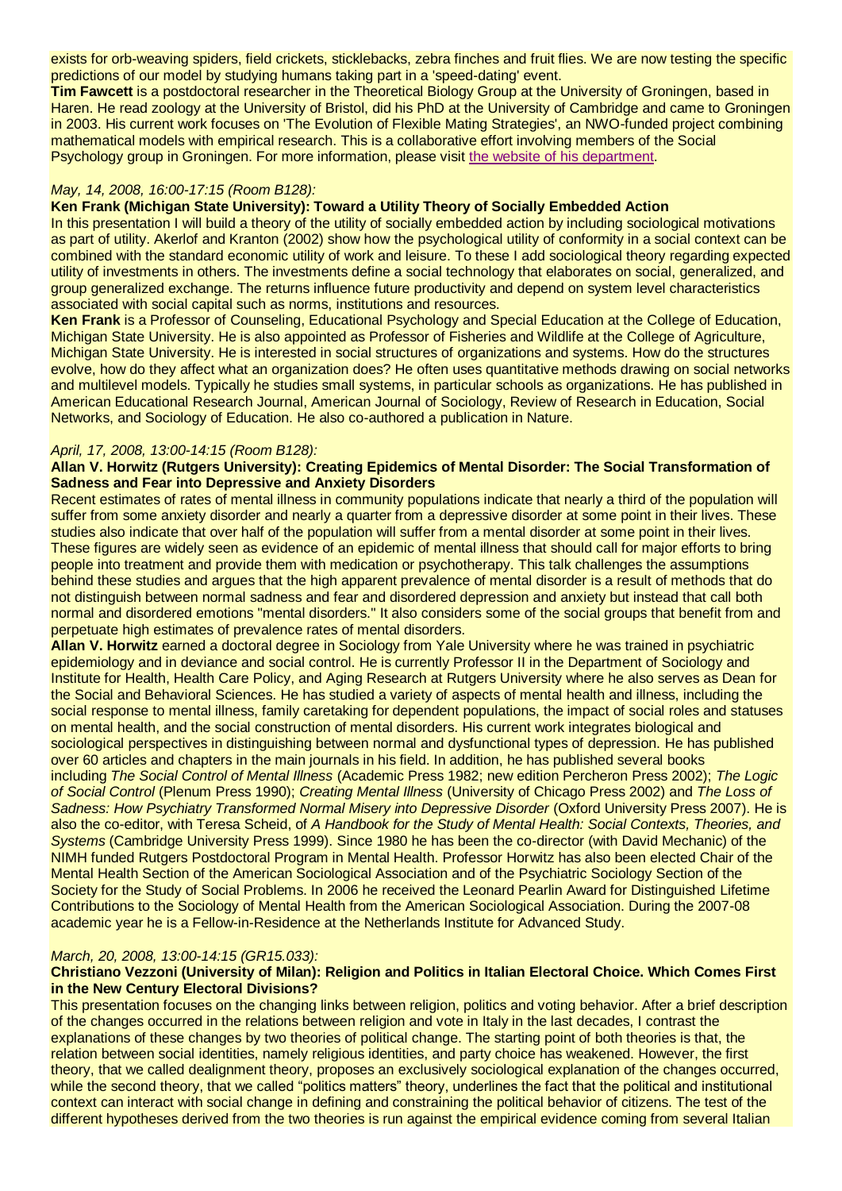exists for orb-weaving spiders, field crickets, sticklebacks, zebra finches and fruit flies. We are now testing the specific predictions of our model by studying humans taking part in a 'speed-dating' event.

**Tim Fawcett** is a postdoctoral researcher in the Theoretical Biology Group at the University of Groningen, based in Haren. He read zoology at the University of Bristol, did his PhD at the University of Cambridge and came to Groningen in 2003. His current work focuses on 'The Evolution of Flexible Mating Strategies', an NWO-funded project combining mathematical models with empirical research. This is a collaborative effort involving members of the Social Psychology group in Groningen. For more information, please visit the website of his department.

*May, 14, 2008, 16:00-17:15 (Room B128):*

**Ken Frank (Michigan State University): Toward a Utility Theory of Socially Embedded Action**

In this presentation I will build a theory of the utility of socially embedded action by including sociological motivations as part of utility. Akerlof and Kranton (2002) show how the psychological utility of conformity in a social context can be combined with the standard economic utility of work and leisure. To these I add sociological theory regarding expected utility of investments in others. The investments define a social technology that elaborates on social, generalized, and group generalized exchange. The returns influence future productivity and depend on system level characteristics associated with social capital such as norms, institutions and resources.

**Ken Frank** is a Professor of Counseling, Educational Psychology and Special Education at the College of Education, Michigan State University. He is also appointed as Professor of Fisheries and Wildlife at the College of Agriculture, Michigan State University. He is interested in social structures of organizations and systems. How do the structures evolve, how do they affect what an organization does? He often uses quantitative methods drawing on social networks and multilevel models. Typically he studies small systems, in particular schools as organizations. He has published in American Educational Research Journal, American Journal of Sociology, Review of Research in Education, Social Networks, and Sociology of Education. He also co-authored a publication in Nature.

*April, 17, 2008, 13:00-14:15 (Room B128):*

**Allan V. Horwitz (Rutgers University): Creating Epidemics of Mental Disorder: The Social Transformation of Sadness and Fear into Depressive and Anxiety Disorders**

Recent estimates of rates of mental illness in community populations indicate that nearly a third of the population will suffer from some anxiety disorder and nearly a quarter from a depressive disorder at some point in their lives. These studies also indicate that over half of the population will suffer from a mental disorder at some point in their lives. These figures are widely seen as evidence of an epidemic of mental illness that should call for major efforts to bring people into treatment and provide them with medication or psychotherapy. This talk challenges the assumptions behind these studies and argues that the high apparent prevalence of mental disorder is a result of methods that do not distinguish between normal sadness and fear and disordered depression and anxiety but instead that call both normal and disordered emotions "mental disorders." It also considers some of the social groups that benefit from and perpetuate high estimates of prevalence rates of mental disorders.

**Allan V. Horwitz** earned a doctoral degree in Sociology from Yale University where he was trained in psychiatric epidemiology and in deviance and social control. He is currently Professor II in the Department of Sociology and Institute for Health, Health Care Policy, and Aging Research at Rutgers University where he also serves as Dean for the Social and Behavioral Sciences. He has studied a variety of aspects of mental health and illness, including the social response to mental illness, family caretaking for dependent populations, the impact of social roles and statuses on mental health, and the social construction of mental disorders. His current work integrates biological and sociological perspectives in distinguishing between normal and dysfunctional types of depression. He has published over 60 articles and chapters in the main journals in his field. In addition, he has published several books including *The Social Control of Mental Illness* (Academic Press 1982; new edition Percheron Press 2002); *The Logic of Social Control* (Plenum Press 1990); *Creating Mental Illness* (University of Chicago Press 2002) and *The Loss of Sadness: How Psychiatry Transformed Normal Misery into Depressive Disorder* (Oxford University Press 2007). He is also the co-editor, with Teresa Scheid, of *A Handbook for the Study of Mental Health: Social Contexts, Theories, and Systems* (Cambridge University Press 1999). Since 1980 he has been the co-director (with David Mechanic) of the NIMH funded Rutgers Postdoctoral Program in Mental Health. Professor Horwitz has also been elected Chair of the Mental Health Section of the American Sociological Association and of the Psychiatric Sociology Section of the Society for the Study of Social Problems. In 2006 he received the Leonard Pearlin Award for Distinguished Lifetime Contributions to the Sociology of Mental Health from the American Sociological Association. During the 2007-08 academic year he is a Fellow-in-Residence at the Netherlands Institute for Advanced Study.

*March, 20, 2008, 13:00-14:15 (GR15.033):*

**Christiano Vezzoni (University of Milan): Religion and Politics in Italian Electoral Choice. Which Comes First in the New Century Electoral Divisions?**

This presentation focuses on the changing links between religion, politics and voting behavior. After a brief description of the changes occurred in the relations between religion and vote in Italy in the last decades, I contrast the explanations of these changes by two theories of political change. The starting point of both theories is that, the relation between social identities, namely religious identities, and party choice has weakened. However, the first theory, that we called dealignment theory, proposes an exclusively sociological explanation of the changes occurred, while the second theory, that we called "politics matters" theory, underlines the fact that the political and institutional context can interact with social change in defining and constraining the political behavior of citizens. The test of the different hypotheses derived from the two theories is run against the empirical evidence coming from several Italian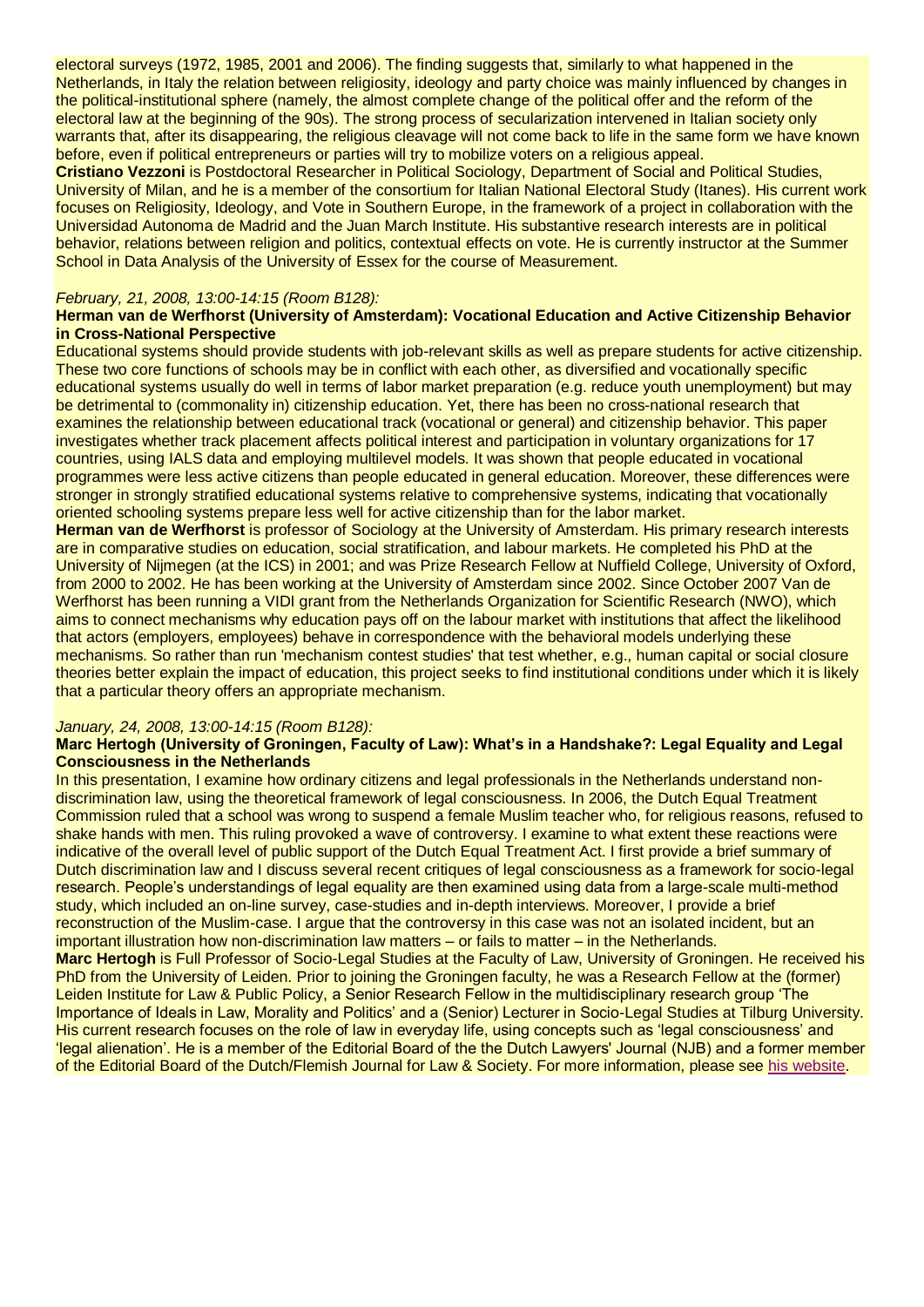electoral surveys (1972, 1985, 2001 and 2006). The finding suggests that, similarly to what happened in the Netherlands, in Italy the relation between religiosity, ideology and party choice was mainly influenced by changes in the political-institutional sphere (namely, the almost complete change of the political offer and the reform of the electoral law at the beginning of the 90s). The strong process of secularization intervened in Italian society only warrants that, after its disappearing, the religious cleavage will not come back to life in the same form we have known before, even if political entrepreneurs or parties will try to mobilize voters on a religious appeal.

**Cristiano Vezzoni** is Postdoctoral Researcher in Political Sociology, Department of Social and Political Studies, University of Milan, and he is a member of the consortium for Italian National Electoral Study (Itanes). His current work focuses on Religiosity, Ideology, and Vote in Southern Europe, in the framework of a project in collaboration with the Universidad Autonoma de Madrid and the Juan March Institute. His substantive research interests are in political behavior, relations between religion and politics, contextual effects on vote. He is currently instructor at the Summer School in Data Analysis of the University of Essex for the course of Measurement.

*February, 21, 2008, 13:00-14:15 (Room B128):*

**Herman van de Werfhorst (University of Amsterdam): Vocational Education and Active Citizenship Behavior in Cross-National Perspective**

Educational systems should provide students with job-relevant skills as well as prepare students for active citizenship. These two core functions of schools may be in conflict with each other, as diversified and vocationally specific educational systems usually do well in terms of labor market preparation (e.g. reduce youth unemployment) but may be detrimental to (commonality in) citizenship education. Yet, there has been no cross-national research that examines the relationship between educational track (vocational or general) and citizenship behavior. This paper investigates whether track placement affects political interest and participation in voluntary organizations for 17 countries, using IALS data and employing multilevel models. It was shown that people educated in vocational programmes were less active citizens than people educated in general education. Moreover, these differences were stronger in strongly stratified educational systems relative to comprehensive systems, indicating that vocationally oriented schooling systems prepare less well for active citizenship than for the labor market.

**Herman van de Werfhorst** is professor of Sociology at the University of Amsterdam. His primary research interests are in comparative studies on education, social stratification, and labour markets. He completed his PhD at the University of Nijmegen (at the ICS) in 2001; and was Prize Research Fellow at Nuffield College, University of Oxford, from 2000 to 2002. He has been working at the University of Amsterdam since 2002. Since October 2007 Van de Werfhorst has been running a VIDI grant from the Netherlands Organization for Scientific Research (NWO), which aims to connect mechanisms why education pays off on the labour market with institutions that affect the likelihood that actors (employers, employees) behave in correspondence with the behavioral models underlying these mechanisms. So rather than run 'mechanism contest studies' that test whether, e.g., human capital or social closure theories better explain the impact of education, this project seeks to find institutional conditions under which it is likely that a particular theory offers an appropriate mechanism.

*January, 24, 2008, 13:00-14:15 (Room B128):*

**Marc Hertogh (University of Groningen, Faculty of Law): What's in a Handshake?: Legal Equality and Legal Consciousness in the Netherlands**

In this presentation, I examine how ordinary citizens and legal professionals in the Netherlands understand non-discrimination law, using the theoretical framework of legal consciousness. In 2006, the Dutch Equal Treatment Commission ruled that a school was wrong to suspend a female Muslim teacher who, for religious reasons, refused to shake hands with men. This ruling provoked a wave of controversy. I examine to what extent these reactions were indicative of the overall level of public support of the Dutch Equal Treatment Act. I first provide a brief summary of Dutch discrimination law and I discuss several recent critiques of legal consciousness as a framework for socio-legal research. People's understandings of legal equality are then examined using data from a large-scale multi-method study, which included an on-line survey, case-studies and in-depth interviews. Moreover, I provide a brief reconstruction of the Muslim-case. I argue that the controversy in this case was not an isolated incident, but an important illustration how non-discrimination law matters – or fails to matter – in the Netherlands.

**Marc Hertogh** is Full Professor of Socio-Legal Studies at the Faculty of Law, University of Groningen. He received his PhD from the University of Leiden. Prior to joining the Groningen faculty, he was a Research Fellow at the (former) Leiden Institute for Law & Public Policy, a Senior Research Fellow in the multidisciplinary research group 'The Importance of Ideals in Law, Morality and Politics' and a (Senior) Lecturer in Socio-Legal Studies at Tilburg University. His current research focuses on the role of law in everyday life, using concepts such as 'legal consciousness' and 'legal alienation'. He is a member of the Editorial Board of the the Dutch Lawyers' Journal (NJB) and a former member of the Editorial Board of the Dutch/Flemish Journal for Law & Society. For more information, please see his website.